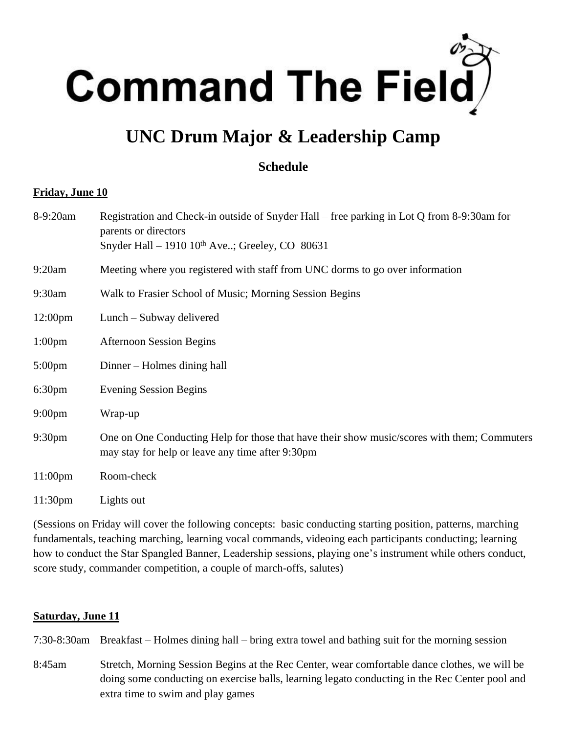# Command The Field

## UNC Drum Major & Leadership Camp

### Schedule

**Friday, June 10**

| | |
|---|---|
| 8-9:20am | Registration and Check-in outside of Snyder Hall – free parking in Lot Q from 8-9:30am for parents or directors<br>Snyder Hall – 1910 10th Ave..; Greeley, CO 80631 |
| 9:20am | Meeting where you registered with staff from UNC dorms to go over information |
| 9:30am | Walk to Frasier School of Music; Morning Session Begins |
| 12:00pm | Lunch – Subway delivered |
| 1:00pm | Afternoon Session Begins |
| 5:00pm | Dinner – Holmes dining hall |
| 6:30pm | Evening Session Begins |
| 9:00pm | Wrap-up |
| 9:30pm | One on One Conducting Help for those that have their show music/scores with them; Commuters may stay for help or leave any time after 9:30pm |
| 11:00pm | Room-check |
| 11:30pm | Lights out |

(Sessions on Friday will cover the following concepts: basic conducting starting position, patterns, marching fundamentals, teaching marching, learning vocal commands, videoing each participants conducting; learning how to conduct the Star Spangled Banner, Leadership sessions, playing one's instrument while others conduct, score study, commander competition, a couple of march-offs, salutes)

**Saturday, June 11**

| | |
|---|---|
| 7:30-8:30am | Breakfast – Holmes dining hall – bring extra towel and bathing suit for the morning session |
| 8:45am | Stretch, Morning Session Begins at the Rec Center, wear comfortable dance clothes, we will be doing some conducting on exercise balls, learning legato conducting in the Rec Center pool and extra time to swim and play games |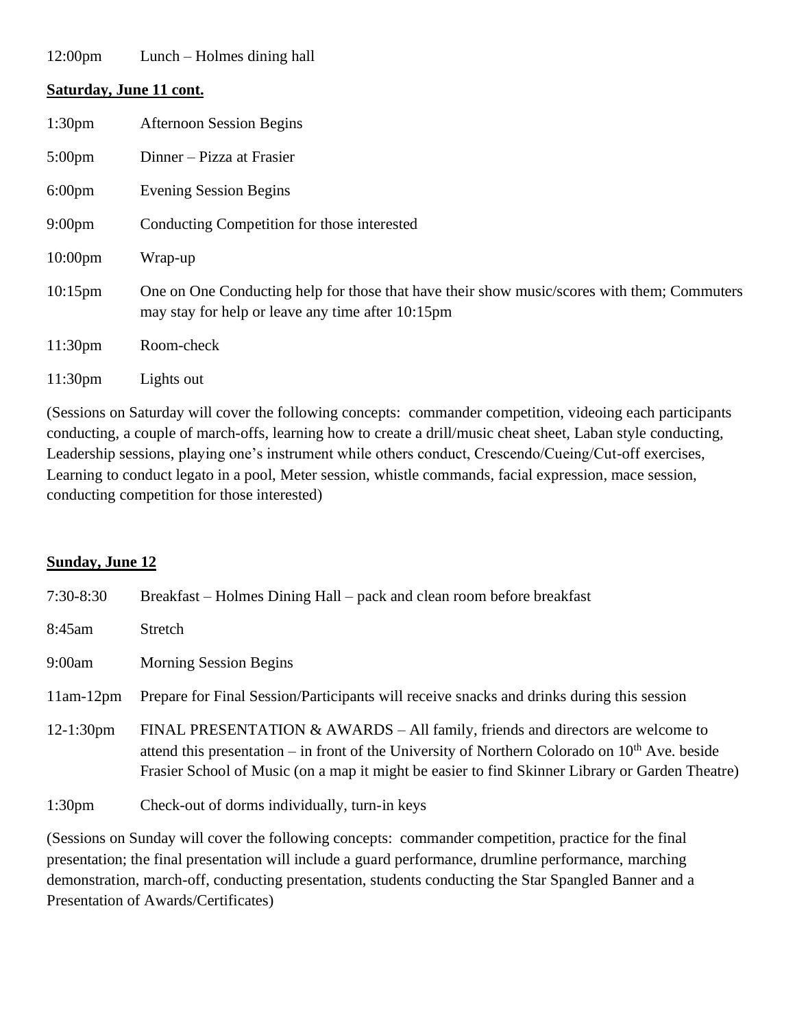| | |
|---|---|
| 12:00pm | Lunch – Holmes dining hall |

**<u>Saturday, June 11 cont.</u>**

| | |
|---|---|
| 1:30pm | Afternoon Session Begins |
| 5:00pm | Dinner – Pizza at Frasier |
| 6:00pm | Evening Session Begins |
| 9:00pm | Conducting Competition for those interested |
| 10:00pm | Wrap-up |
| 10:15pm | One on One Conducting help for those that have their show music/scores with them; Commuters may stay for help or leave any time after 10:15pm |
| 11:30pm | Room-check |
| 11:30pm | Lights out |

(Sessions on Saturday will cover the following concepts: commander competition, videoing each participants conducting, a couple of march-offs, learning how to create a drill/music cheat sheet, Laban style conducting, Leadership sessions, playing one's instrument while others conduct, Crescendo/Cueing/Cut-off exercises, Learning to conduct legato in a pool, Meter session, whistle commands, facial expression, mace session, conducting competition for those interested)

**<u>Sunday, June 12</u>**

| | |
|---|---|
| 7:30-8:30 | Breakfast – Holmes Dining Hall – pack and clean room before breakfast |
| 8:45am | Stretch |
| 9:00am | Morning Session Begins |
| 11am-12pm | Prepare for Final Session/Participants will receive snacks and drinks during this session |
| 12-1:30pm | FINAL PRESENTATION & AWARDS – All family, friends and directors are welcome to attend this presentation – in front of the University of Northern Colorado on 10th Ave. beside Frasier School of Music (on a map it might be easier to find Skinner Library or Garden Theatre) |
| 1:30pm | Check-out of dorms individually, turn-in keys |

(Sessions on Sunday will cover the following concepts: commander competition, practice for the final presentation; the final presentation will include a guard performance, drumline performance, marching demonstration, march-off, conducting presentation, students conducting the Star Spangled Banner and a Presentation of Awards/Certificates)